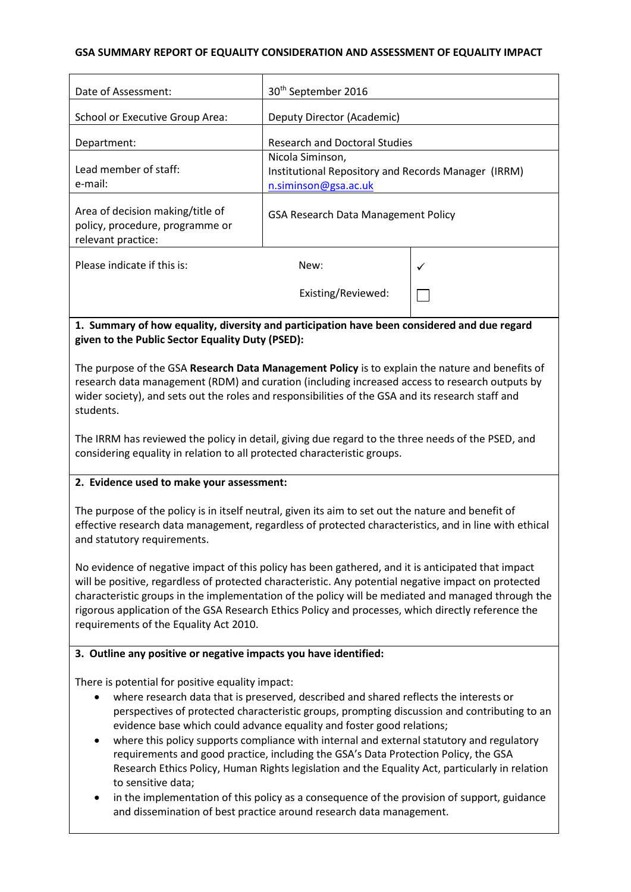# GSA SUMMARY REPORT OF EQUALITY CONSIDERATION AND ASSESSMENT OF EQUALITY IMPACT

| | | |
|---|---|---|
| Date of Assessment: | 30th September 2016 | |
| School or Executive Group Area: | Deputy Director (Academic) | |
| Department: | Research and Doctoral Studies | |
| Lead member of staff:<br>e-mail: | Nicola Siminson,<br>Institutional Repository and Records Manager (IRRM)<br>n.siminson@gsa.ac.uk | |
| Area of decision making/title of policy, procedure, programme or relevant practice: | GSA Research Data Management Policy | |
| Please indicate if this is: | New: | ✓ |
| | Existing/Reviewed: | ☐ |

**1. Summary of how equality, diversity and participation have been considered and due regard given to the Public Sector Equality Duty (PSED):**

The purpose of the GSA **Research Data Management Policy** is to explain the nature and benefits of research data management (RDM) and curation (including increased access to research outputs by wider society), and sets out the roles and responsibilities of the GSA and its research staff and students.

The IRRM has reviewed the policy in detail, giving due regard to the three needs of the PSED, and considering equality in relation to all protected characteristic groups.

**2. Evidence used to make your assessment:**

The purpose of the policy is in itself neutral, given its aim to set out the nature and benefit of effective research data management, regardless of protected characteristics, and in line with ethical and statutory requirements.

No evidence of negative impact of this policy has been gathered, and it is anticipated that impact will be positive, regardless of protected characteristic. Any potential negative impact on protected characteristic groups in the implementation of the policy will be mediated and managed through the rigorous application of the GSA Research Ethics Policy and processes, which directly reference the requirements of the Equality Act 2010.

**3. Outline any positive or negative impacts you have identified:**

There is potential for positive equality impact:

- where research data that is preserved, described and shared reflects the interests or perspectives of protected characteristic groups, prompting discussion and contributing to an evidence base which could advance equality and foster good relations;
- where this policy supports compliance with internal and external statutory and regulatory requirements and good practice, including the GSA's Data Protection Policy, the GSA Research Ethics Policy, Human Rights legislation and the Equality Act, particularly in relation to sensitive data;
- in the implementation of this policy as a consequence of the provision of support, guidance and dissemination of best practice around research data management.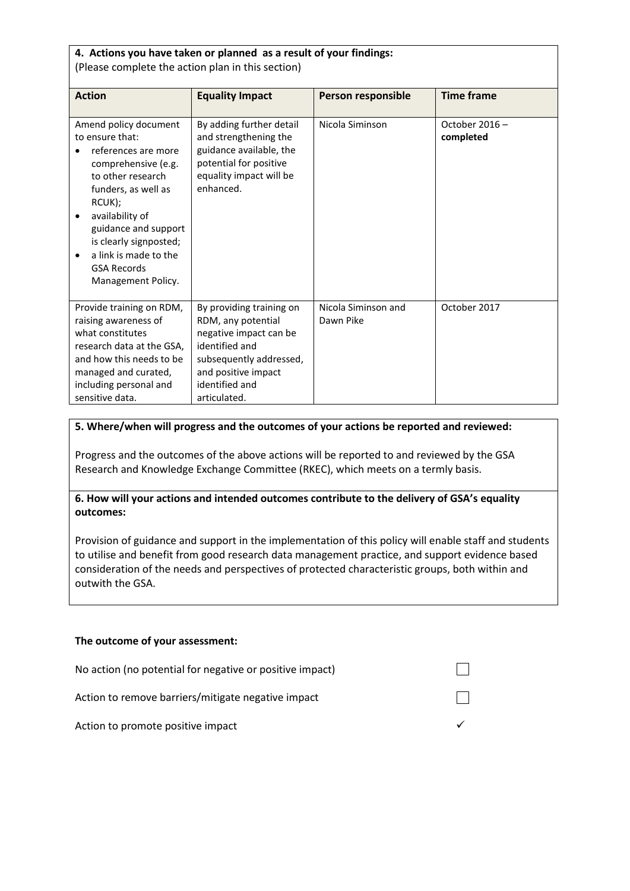**4. Actions you have taken or planned as a result of your findings:**
(Please complete the action plan in this section)

| Action | Equality Impact | Person responsible | Time frame |
|---|---|---|---|
| Amend policy document to ensure that:<br>• references are more comprehensive (e.g. to other research funders, as well as RCUK);<br>• availability of guidance and support is clearly signposted;<br>• a link is made to the GSA Records Management Policy. | By adding further detail and strengthening the guidance available, the potential for positive equality impact will be enhanced. | Nicola Siminson | October 2016 – **completed** |
| Provide training on RDM, raising awareness of what constitutes research data at the GSA, and how this needs to be managed and curated, including personal and sensitive data. | By providing training on RDM, any potential negative impact can be identified and subsequently addressed, and positive impact identified and articulated. | Nicola Siminson and Dawn Pike | October 2017 |

**5. Where/when will progress and the outcomes of your actions be reported and reviewed:**

Progress and the outcomes of the above actions will be reported to and reviewed by the GSA Research and Knowledge Exchange Committee (RKEC), which meets on a termly basis.

**6. How will your actions and intended outcomes contribute to the delivery of GSA's equality outcomes:**

Provision of guidance and support in the implementation of this policy will enable staff and students to utilise and benefit from good research data management practice, and support evidence based consideration of the needs and perspectives of protected characteristic groups, both within and outwith the GSA.

**The outcome of your assessment:**

| | |
|---|---|
| No action (no potential for negative or positive impact) | ☐ |
| Action to remove barriers/mitigate negative impact | ☐ |
| Action to promote positive impact | ✓ |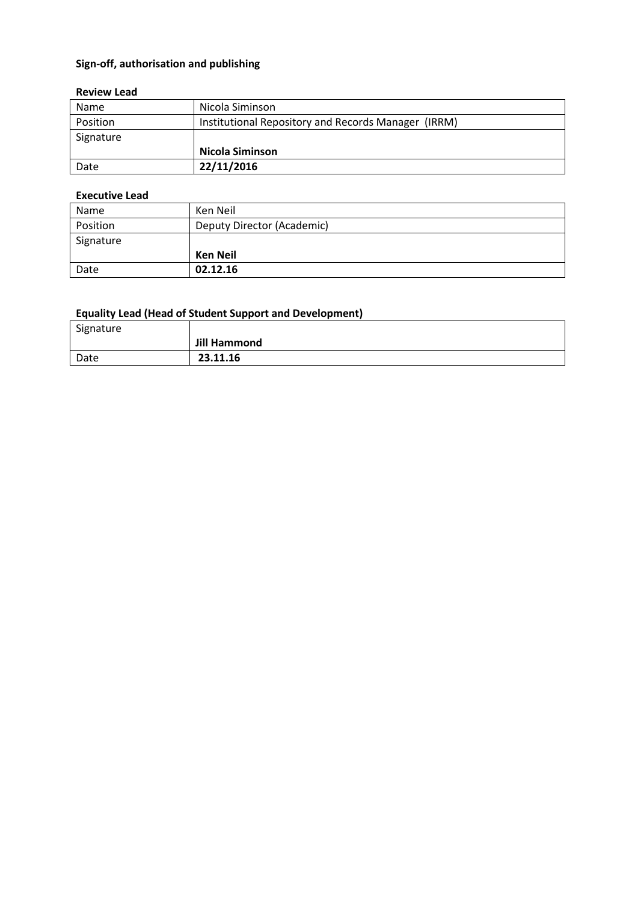**Sign-off, authorisation and publishing**

**Review Lead**

| | |
|---|---|
| Name | Nicola Siminson |
| Position | Institutional Repository and Records Manager (IRRM) |
| Signature | **Nicola Siminson** |
| Date | **22/11/2016** |

**Executive Lead**

| | |
|---|---|
| Name | Ken Neil |
| Position | Deputy Director (Academic) |
| Signature | **Ken Neil** |
| Date | **02.12.16** |

**Equality Lead (Head of Student Support and Development)**

| | |
|---|---|
| Signature | **Jill Hammond** |
| Date | **23.11.16** |